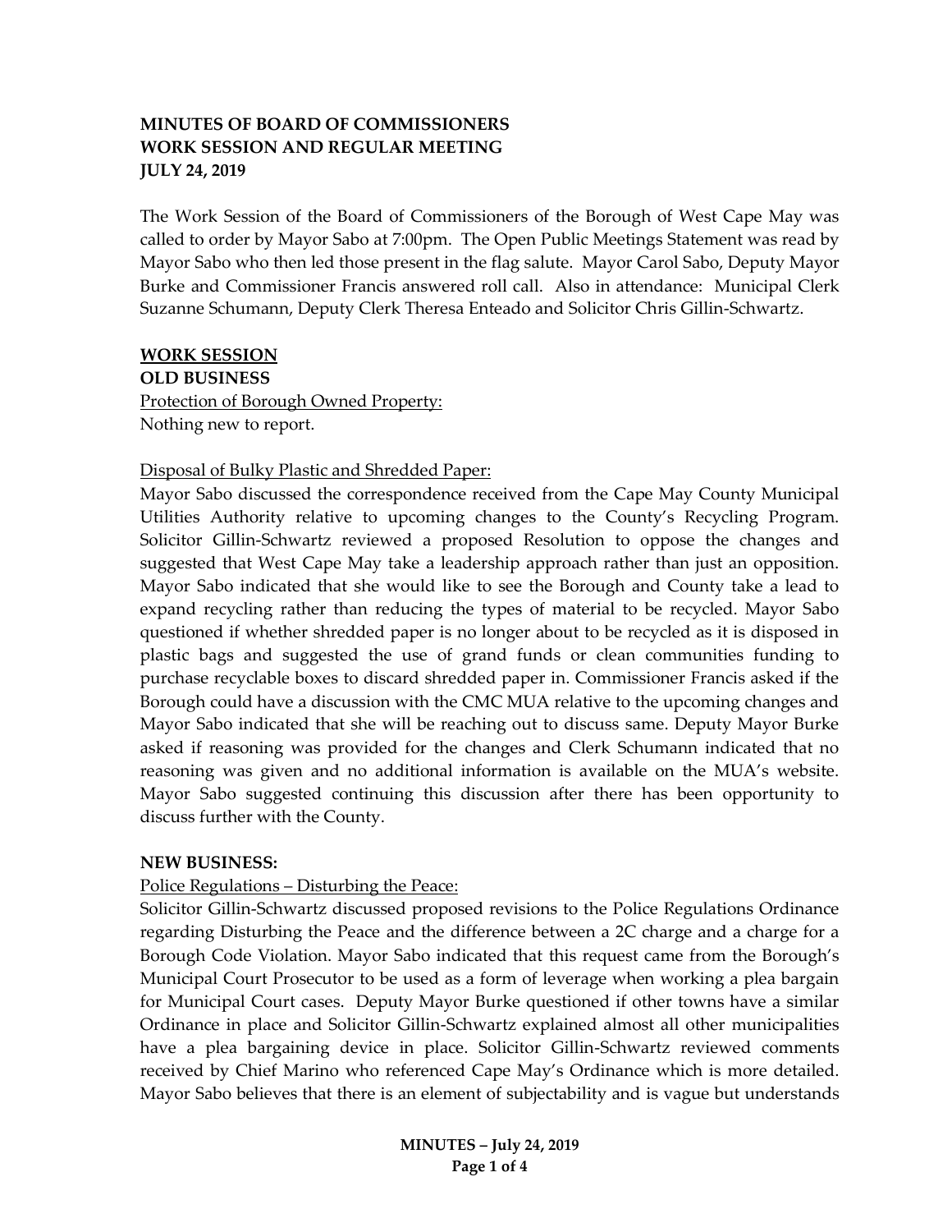**MINUTES OF BOARD OF COMMISSIONERS**
**WORK SESSION AND REGULAR MEETING**
**JULY 24, 2019**

The Work Session of the Board of Commissioners of the Borough of West Cape May was called to order by Mayor Sabo at 7:00pm. The Open Public Meetings Statement was read by Mayor Sabo who then led those present in the flag salute. Mayor Carol Sabo, Deputy Mayor Burke and Commissioner Francis answered roll call. Also in attendance: Municipal Clerk Suzanne Schumann, Deputy Clerk Theresa Enteado and Solicitor Chris Gillin-Schwartz.

**<u>WORK SESSION</u>**

**OLD BUSINESS**

<u>Protection of Borough Owned Property:</u>
Nothing new to report.

<u>Disposal of Bulky Plastic and Shredded Paper:</u>
Mayor Sabo discussed the correspondence received from the Cape May County Municipal Utilities Authority relative to upcoming changes to the County's Recycling Program. Solicitor Gillin-Schwartz reviewed a proposed Resolution to oppose the changes and suggested that West Cape May take a leadership approach rather than just an opposition. Mayor Sabo indicated that she would like to see the Borough and County take a lead to expand recycling rather than reducing the types of material to be recycled. Mayor Sabo questioned if whether shredded paper is no longer about to be recycled as it is disposed in plastic bags and suggested the use of grand funds or clean communities funding to purchase recyclable boxes to discard shredded paper in. Commissioner Francis asked if the Borough could have a discussion with the CMC MUA relative to the upcoming changes and Mayor Sabo indicated that she will be reaching out to discuss same. Deputy Mayor Burke asked if reasoning was provided for the changes and Clerk Schumann indicated that no reasoning was given and no additional information is available on the MUA's website. Mayor Sabo suggested continuing this discussion after there has been opportunity to discuss further with the County.

**NEW BUSINESS:**

<u>Police Regulations – Disturbing the Peace:</u>
Solicitor Gillin-Schwartz discussed proposed revisions to the Police Regulations Ordinance regarding Disturbing the Peace and the difference between a 2C charge and a charge for a Borough Code Violation. Mayor Sabo indicated that this request came from the Borough's Municipal Court Prosecutor to be used as a form of leverage when working a plea bargain for Municipal Court cases. Deputy Mayor Burke questioned if other towns have a similar Ordinance in place and Solicitor Gillin-Schwartz explained almost all other municipalities have a plea bargaining device in place. Solicitor Gillin-Schwartz reviewed comments received by Chief Marino who referenced Cape May's Ordinance which is more detailed. Mayor Sabo believes that there is an element of subjectability and is vague but understands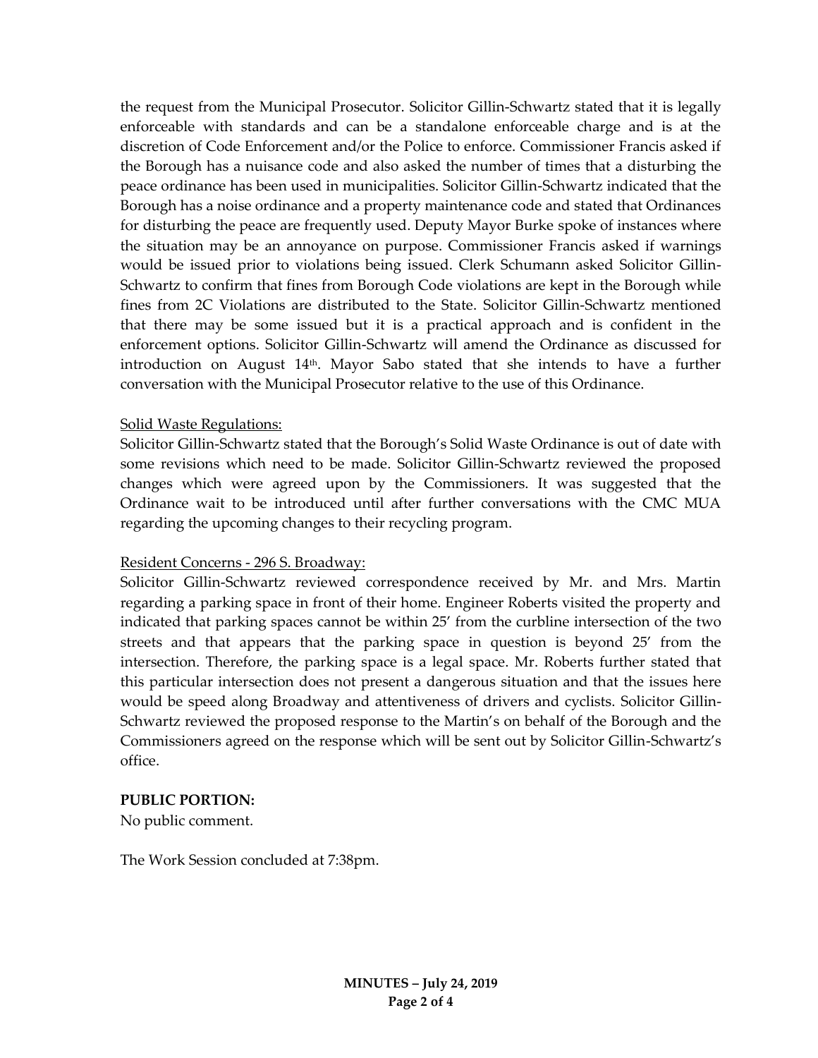the request from the Municipal Prosecutor. Solicitor Gillin-Schwartz stated that it is legally enforceable with standards and can be a standalone enforceable charge and is at the discretion of Code Enforcement and/or the Police to enforce. Commissioner Francis asked if the Borough has a nuisance code and also asked the number of times that a disturbing the peace ordinance has been used in municipalities. Solicitor Gillin-Schwartz indicated that the Borough has a noise ordinance and a property maintenance code and stated that Ordinances for disturbing the peace are frequently used. Deputy Mayor Burke spoke of instances where the situation may be an annoyance on purpose. Commissioner Francis asked if warnings would be issued prior to violations being issued. Clerk Schumann asked Solicitor Gillin-Schwartz to confirm that fines from Borough Code violations are kept in the Borough while fines from 2C Violations are distributed to the State. Solicitor Gillin-Schwartz mentioned that there may be some issued but it is a practical approach and is confident in the enforcement options. Solicitor Gillin-Schwartz will amend the Ordinance as discussed for introduction on August 14th. Mayor Sabo stated that she intends to have a further conversation with the Municipal Prosecutor relative to the use of this Ordinance.

<u>Solid Waste Regulations:</u>

Solicitor Gillin-Schwartz stated that the Borough's Solid Waste Ordinance is out of date with some revisions which need to be made. Solicitor Gillin-Schwartz reviewed the proposed changes which were agreed upon by the Commissioners. It was suggested that the Ordinance wait to be introduced until after further conversations with the CMC MUA regarding the upcoming changes to their recycling program.

<u>Resident Concerns - 296 S. Broadway:</u>

Solicitor Gillin-Schwartz reviewed correspondence received by Mr. and Mrs. Martin regarding a parking space in front of their home. Engineer Roberts visited the property and indicated that parking spaces cannot be within 25' from the curbline intersection of the two streets and that appears that the parking space in question is beyond 25' from the intersection. Therefore, the parking space is a legal space. Mr. Roberts further stated that this particular intersection does not present a dangerous situation and that the issues here would be speed along Broadway and attentiveness of drivers and cyclists. Solicitor Gillin-Schwartz reviewed the proposed response to the Martin's on behalf of the Borough and the Commissioners agreed on the response which will be sent out by Solicitor Gillin-Schwartz's office.

**PUBLIC PORTION:**

No public comment.

The Work Session concluded at 7:38pm.

**MINUTES – July 24, 2019**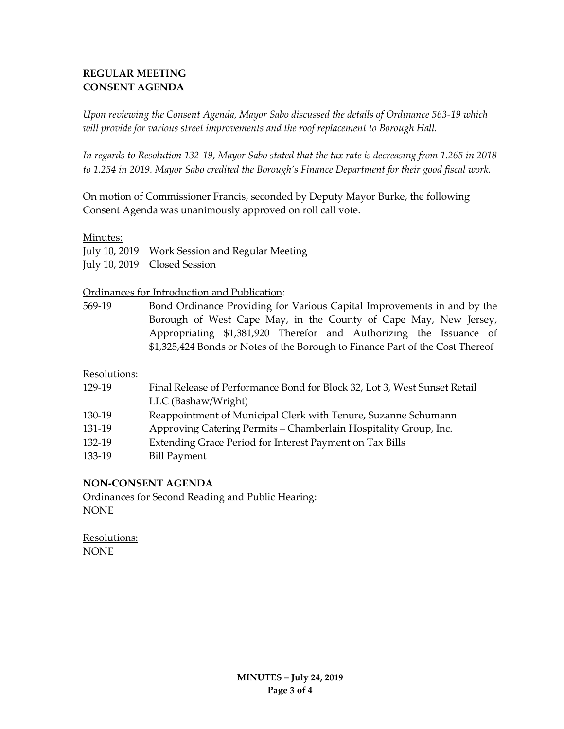## **REGULAR MEETING**
## **CONSENT AGENDA**

*Upon reviewing the Consent Agenda, Mayor Sabo discussed the details of Ordinance 563-19 which will provide for various street improvements and the roof replacement to Borough Hall.*

*In regards to Resolution 132-19, Mayor Sabo stated that the tax rate is decreasing from 1.265 in 2018 to 1.254 in 2019. Mayor Sabo credited the Borough's Finance Department for their good fiscal work.*

On motion of Commissioner Francis, seconded by Deputy Mayor Burke, the following Consent Agenda was unanimously approved on roll call vote.

Minutes:

July 10, 2019 Work Session and Regular Meeting
July 10, 2019 Closed Session

Ordinances for Introduction and Publication:

569-19 Bond Ordinance Providing for Various Capital Improvements in and by the Borough of West Cape May, in the County of Cape May, New Jersey, Appropriating $1,381,920 Therefor and Authorizing the Issuance of $1,325,424 Bonds or Notes of the Borough to Finance Part of the Cost Thereof

Resolutions:

129-19 Final Release of Performance Bond for Block 32, Lot 3, West Sunset Retail LLC (Bashaw/Wright)
130-19 Reappointment of Municipal Clerk with Tenure, Suzanne Schumann
131-19 Approving Catering Permits – Chamberlain Hospitality Group, Inc.
132-19 Extending Grace Period for Interest Payment on Tax Bills
133-19 Bill Payment

## **NON-CONSENT AGENDA**

Ordinances for Second Reading and Public Hearing:
NONE

Resolutions:
NONE

**MINUTES – July 24, 2019**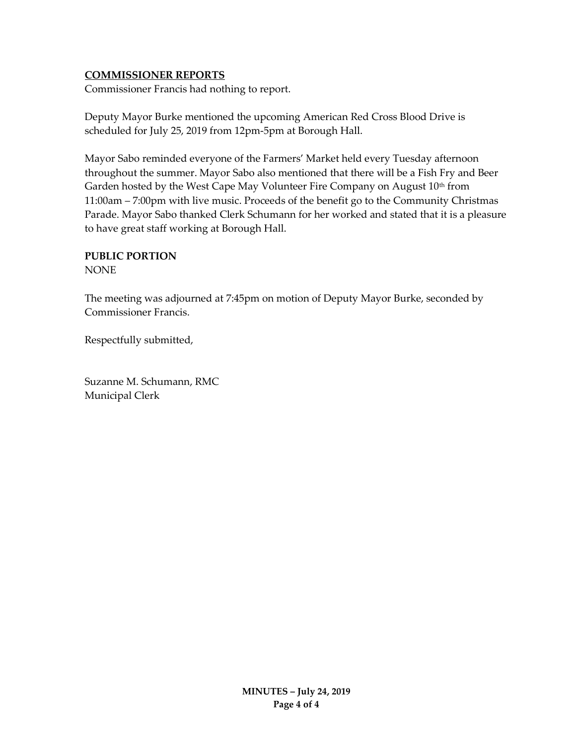**COMMISSIONER REPORTS**

Commissioner Francis had nothing to report.

Deputy Mayor Burke mentioned the upcoming American Red Cross Blood Drive is scheduled for July 25, 2019 from 12pm-5pm at Borough Hall.

Mayor Sabo reminded everyone of the Farmers' Market held every Tuesday afternoon throughout the summer. Mayor Sabo also mentioned that there will be a Fish Fry and Beer Garden hosted by the West Cape May Volunteer Fire Company on August 10th from 11:00am – 7:00pm with live music. Proceeds of the benefit go to the Community Christmas Parade. Mayor Sabo thanked Clerk Schumann for her worked and stated that it is a pleasure to have great staff working at Borough Hall.

**PUBLIC PORTION**

NONE

The meeting was adjourned at 7:45pm on motion of Deputy Mayor Burke, seconded by Commissioner Francis.

Respectfully submitted,

Suzanne M. Schumann, RMC
Municipal Clerk